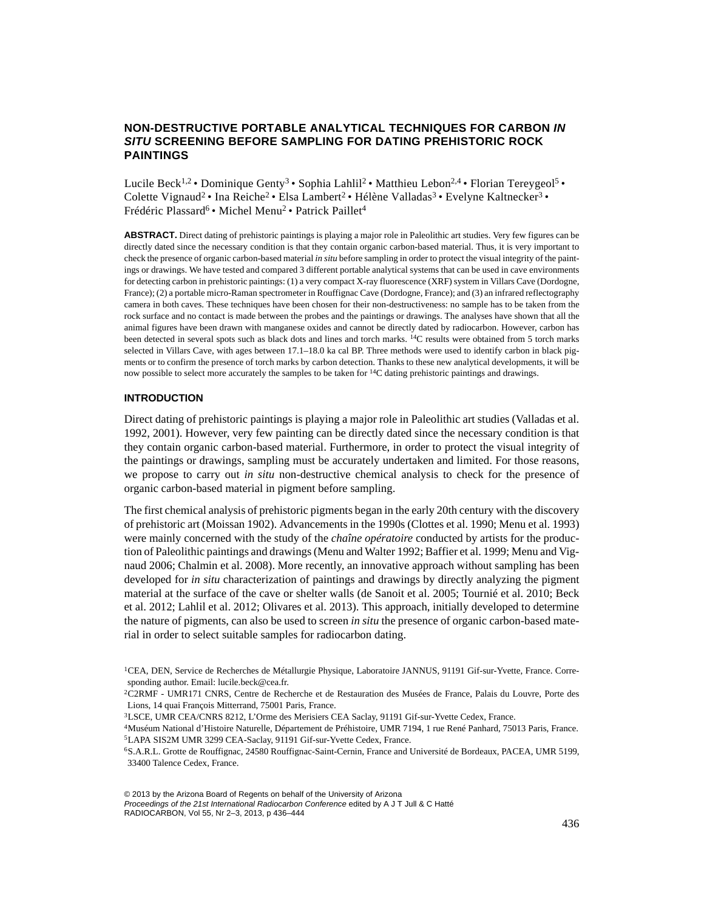# NON-DESTRUCTIVE PORTABLE ANALYTICAL TECHNIQUES FOR CARBON *IN SITU* SCREENING BEFORE SAMPLING FOR DATING PREHISTORIC ROCK PAINTINGS

Lucile Beck[1,2] • Dominique Genty[3] • Sophia Lahlil[2] • Matthieu Lebon[2,4] • Florian Tereygeol[5] • Colette Vignaud[2] • Ina Reiche[2] • Elsa Lambert[2] • Hélène Valladas[3] • Evelyne Kaltnecker[3] • Frédéric Plassard[6] • Michel Menu[2] • Patrick Paillet[4]

**ABSTRACT.** Direct dating of prehistoric paintings is playing a major role in Paleolithic art studies. Very few figures can be directly dated since the necessary condition is that they contain organic carbon-based material. Thus, it is very important to check the presence of organic carbon-based material *in situ* before sampling in order to protect the visual integrity of the paintings or drawings. We have tested and compared 3 different portable analytical systems that can be used in cave environments for detecting carbon in prehistoric paintings: (1) a very compact X-ray fluorescence (XRF) system in Villars Cave (Dordogne, France); (2) a portable micro-Raman spectrometer in Rouffignac Cave (Dordogne, France); and (3) an infrared reflectography camera in both caves. These techniques have been chosen for their non-destructiveness: no sample has to be taken from the rock surface and no contact is made between the probes and the paintings or drawings. The analyses have shown that all the animal figures have been drawn with manganese oxides and cannot be directly dated by radiocarbon. However, carbon has been detected in several spots such as black dots and lines and torch marks. $^{14}C$ results were obtained from 5 torch marks selected in Villars Cave, with ages between 17.1–18.0 ka cal BP. Three methods were used to identify carbon in black pigments or to confirm the presence of torch marks by carbon detection. Thanks to these new analytical developments, it will be now possible to select more accurately the samples to be taken for $^{14}C$ dating prehistoric paintings and drawings.

## INTRODUCTION

Direct dating of prehistoric paintings is playing a major role in Paleolithic art studies (Valladas et al. 1992, 2001). However, very few painting can be directly dated since the necessary condition is that they contain organic carbon-based material. Furthermore, in order to protect the visual integrity of the paintings or drawings, sampling must be accurately undertaken and limited. For those reasons, we propose to carry out *in situ* non-destructive chemical analysis to check for the presence of organic carbon-based material in pigment before sampling.

The first chemical analysis of prehistoric pigments began in the early 20th century with the discovery of prehistoric art (Moissan 1902). Advancements in the 1990s (Clottes et al. 1990; Menu et al. 1993) were mainly concerned with the study of the *chaîne opératoire* conducted by artists for the production of Paleolithic paintings and drawings (Menu and Walter 1992; Baffier et al. 1999; Menu and Vignaud 2006; Chalmin et al. 2008). More recently, an innovative approach without sampling has been developed for *in situ* characterization of paintings and drawings by directly analyzing the pigment material at the surface of the cave or shelter walls (de Sanoit et al. 2005; Tournié et al. 2010; Beck et al. 2012; Lahlil et al. 2012; Olivares et al. 2013). This approach, initially developed to determine the nature of pigments, can also be used to screen *in situ* the presence of organic carbon-based material in order to select suitable samples for radiocarbon dating.

[1]CEA, DEN, Service de Recherches de Métallurgie Physique, Laboratoire JANNUS, 91191 Gif-sur-Yvette, France. Corresponding author. Email: lucile.beck@cea.fr.

[2]C2RMF - UMR171 CNRS, Centre de Recherche et de Restauration des Musées de France, Palais du Louvre, Porte des Lions, 14 quai François Mitterrand, 75001 Paris, France.

[3]LSCE, UMR CEA/CNRS 8212, L'Orme des Merisiers CEA Saclay, 91191 Gif-sur-Yvette Cedex, France.

[4]Muséum National d'Histoire Naturelle, Département de Préhistoire, UMR 7194, 1 rue René Panhard, 75013 Paris, France.

[5]LAPA SIS2M UMR 3299 CEA-Saclay, 91191 Gif-sur-Yvette Cedex, France.

[6]S.A.R.L. Grotte de Rouffignac, 24580 Rouffignac-Saint-Cernin, France and Université de Bordeaux, PACEA, UMR 5199, 33400 Talence Cedex, France.

© 2013 by the Arizona Board of Regents on behalf of the University of Arizona
*Proceedings of the 21st International Radiocarbon Conference* edited by A J T Jull & C Hatté
RADIOCARBON, Vol 55, Nr 2–3, 2013, p 436–444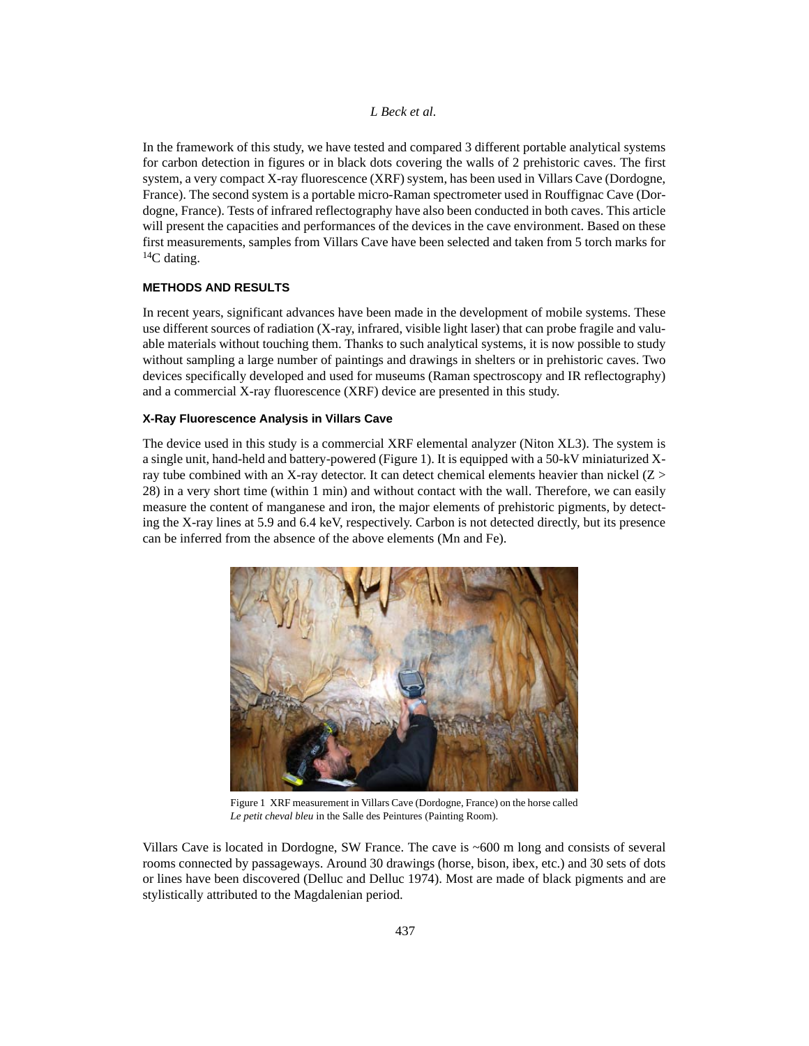In the framework of this study, we have tested and compared 3 different portable analytical systems for carbon detection in figures or in black dots covering the walls of 2 prehistoric caves. The first system, a very compact X-ray fluorescence (XRF) system, has been used in Villars Cave (Dordogne, France). The second system is a portable micro-Raman spectrometer used in Rouffignac Cave (Dordogne, France). Tests of infrared reflectography have also been conducted in both caves. This article will present the capacities and performances of the devices in the cave environment. Based on these first measurements, samples from Villars Cave have been selected and taken from 5 torch marks for $^{14}C$ dating.

## METHODS AND RESULTS

In recent years, significant advances have been made in the development of mobile systems. These use different sources of radiation (X-ray, infrared, visible light laser) that can probe fragile and valuable materials without touching them. Thanks to such analytical systems, it is now possible to study without sampling a large number of paintings and drawings in shelters or in prehistoric caves. Two devices specifically developed and used for museums (Raman spectroscopy and IR reflectography) and a commercial X-ray fluorescence (XRF) device are presented in this study.

### X-Ray Fluorescence Analysis in Villars Cave

The device used in this study is a commercial XRF elemental analyzer (Niton XL3). The system is a single unit, hand-held and battery-powered (Figure 1). It is equipped with a 50-kV miniaturized X-ray tube combined with an X-ray detector. It can detect chemical elements heavier than nickel ($Z > 28$) in a very short time (within 1 min) and without contact with the wall. Therefore, we can easily measure the content of manganese and iron, the major elements of prehistoric pigments, by detecting the X-ray lines at 5.9 and 6.4 keV, respectively. Carbon is not detected directly, but its presence can be inferred from the absence of the above elements (Mn and Fe).

Figure 1 XRF measurement in Villars Cave (Dordogne, France) on the horse called *Le petit cheval bleu* in the Salle des Peintures (Painting Room).

Villars Cave is located in Dordogne, SW France. The cave is ~600 m long and consists of several rooms connected by passageways. Around 30 drawings (horse, bison, ibex, etc.) and 30 sets of dots or lines have been discovered (Delluc and Delluc 1974). Most are made of black pigments and are stylistically attributed to the Magdalenian period.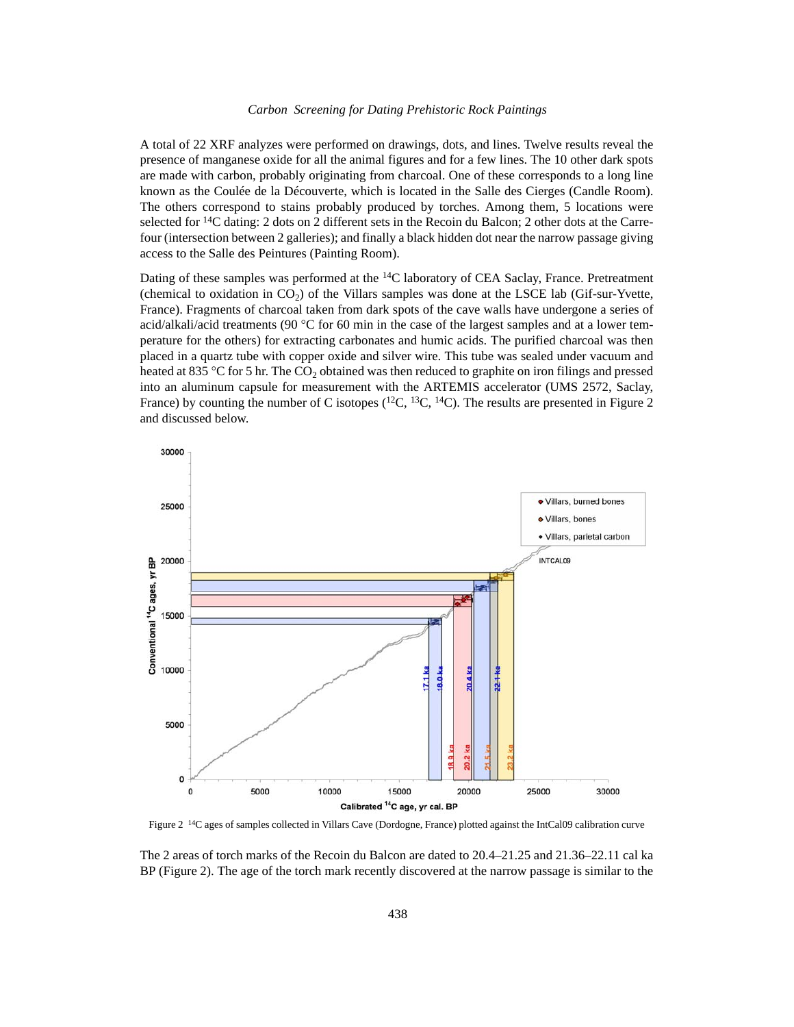A total of 22 XRF analyzes were performed on drawings, dots, and lines. Twelve results reveal the presence of manganese oxide for all the animal figures and for a few lines. The 10 other dark spots are made with carbon, probably originating from charcoal. One of these corresponds to a long line known as the Coulée de la Découverte, which is located in the Salle des Cierges (Candle Room). The others correspond to stains probably produced by torches. Among them, 5 locations were selected for $^{14}C$ dating: 2 dots on 2 different sets in the Recoin du Balcon; 2 other dots at the Carrefour (intersection between 2 galleries); and finally a black hidden dot near the narrow passage giving access to the Salle des Peintures (Painting Room).

Dating of these samples was performed at the $^{14}C$ laboratory of CEA Saclay, France. Pretreatment (chemical to oxidation in $CO_2$) of the Villars samples was done at the LSCE lab (Gif-sur-Yvette, France). Fragments of charcoal taken from dark spots of the cave walls have undergone a series of acid/alkali/acid treatments (90 °C for 60 min in the case of the largest samples and at a lower temperature for the others) for extracting carbonates and humic acids. The purified charcoal was then placed in a quartz tube with copper oxide and silver wire. This tube was sealed under vacuum and heated at 835 °C for 5 hr. The $CO_2$ obtained was then reduced to graphite on iron filings and pressed into an aluminum capsule for measurement with the ARTEMIS accelerator (UMS 2572, Saclay, France) by counting the number of C isotopes ($^{12}C$, $^{13}C$, $^{14}C$). The results are presented in Figure 2 and discussed below.

Figure 2 $^{14}C$ ages of samples collected in Villars Cave (Dordogne, France) plotted against the IntCal09 calibration curve

The 2 areas of torch marks of the Recoin du Balcon are dated to 20.4–21.25 and 21.36–22.11 cal ka BP (Figure 2). The age of the torch mark recently discovered at the narrow passage is similar to the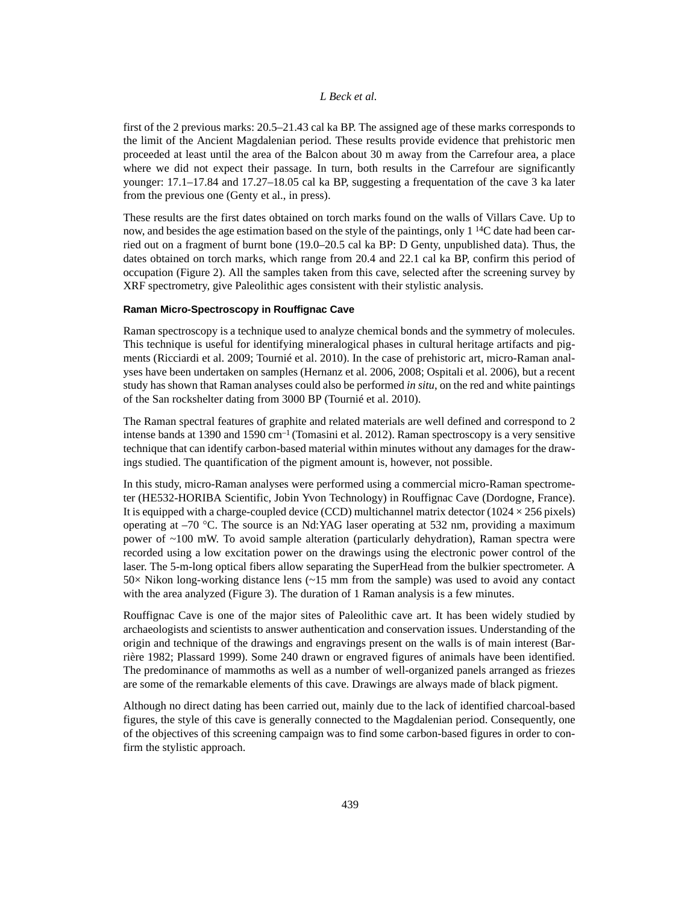first of the 2 previous marks: 20.5–21.43 cal ka BP. The assigned age of these marks corresponds to the limit of the Ancient Magdalenian period. These results provide evidence that prehistoric men proceeded at least until the area of the Balcon about 30 m away from the Carrefour area, a place where we did not expect their passage. In turn, both results in the Carrefour are significantly younger: 17.1–17.84 and 17.27–18.05 cal ka BP, suggesting a frequentation of the cave 3 ka later from the previous one (Genty et al., in press).

These results are the first dates obtained on torch marks found on the walls of Villars Cave. Up to now, and besides the age estimation based on the style of the paintings, only 1 $^{14}C$ date had been carried out on a fragment of burnt bone (19.0–20.5 cal ka BP: D Genty, unpublished data). Thus, the dates obtained on torch marks, which range from 20.4 and 22.1 cal ka BP, confirm this period of occupation (Figure 2). All the samples taken from this cave, selected after the screening survey by XRF spectrometry, give Paleolithic ages consistent with their stylistic analysis.

#### Raman Micro-Spectroscopy in Rouffignac Cave

Raman spectroscopy is a technique used to analyze chemical bonds and the symmetry of molecules. This technique is useful for identifying mineralogical phases in cultural heritage artifacts and pigments (Ricciardi et al. 2009; Tournié et al. 2010). In the case of prehistoric art, micro-Raman analyses have been undertaken on samples (Hernanz et al. 2006, 2008; Ospitali et al. 2006), but a recent study has shown that Raman analyses could also be performed *in situ*, on the red and white paintings of the San rockshelter dating from 3000 BP (Tournié et al. 2010).

The Raman spectral features of graphite and related materials are well defined and correspond to 2 intense bands at 1390 and 1590 $cm^{-1}$ (Tomasini et al. 2012). Raman spectroscopy is a very sensitive technique that can identify carbon-based material within minutes without any damages for the drawings studied. The quantification of the pigment amount is, however, not possible.

In this study, micro-Raman analyses were performed using a commercial micro-Raman spectrometer (HE532-HORIBA Scientific, Jobin Yvon Technology) in Rouffignac Cave (Dordogne, France). It is equipped with a charge-coupled device (CCD) multichannel matrix detector (1024 × 256 pixels) operating at –70 °C. The source is an Nd:YAG laser operating at 532 nm, providing a maximum power of ~100 mW. To avoid sample alteration (particularly dehydration), Raman spectra were recorded using a low excitation power on the drawings using the electronic power control of the laser. The 5-m-long optical fibers allow separating the SuperHead from the bulkier spectrometer. A 50× Nikon long-working distance lens (~15 mm from the sample) was used to avoid any contact with the area analyzed (Figure 3). The duration of 1 Raman analysis is a few minutes.

Rouffignac Cave is one of the major sites of Paleolithic cave art. It has been widely studied by archaeologists and scientists to answer authentication and conservation issues. Understanding of the origin and technique of the drawings and engravings present on the walls is of main interest (Barrière 1982; Plassard 1999). Some 240 drawn or engraved figures of animals have been identified. The predominance of mammoths as well as a number of well-organized panels arranged as friezes are some of the remarkable elements of this cave. Drawings are always made of black pigment.

Although no direct dating has been carried out, mainly due to the lack of identified charcoal-based figures, the style of this cave is generally connected to the Magdalenian period. Consequently, one of the objectives of this screening campaign was to find some carbon-based figures in order to confirm the stylistic approach.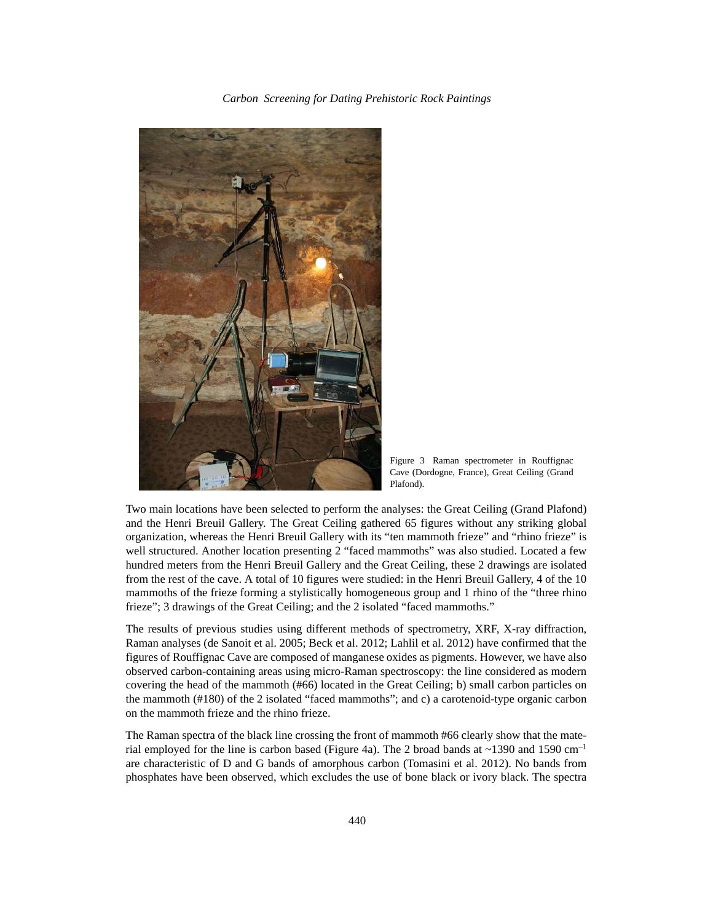Figure 3 Raman spectrometer in Rouffignac Cave (Dordogne, France), Great Ceiling (Grand Plafond).

Two main locations have been selected to perform the analyses: the Great Ceiling (Grand Plafond) and the Henri Breuil Gallery. The Great Ceiling gathered 65 figures without any striking global organization, whereas the Henri Breuil Gallery with its "ten mammoth frieze" and "rhino frieze" is well structured. Another location presenting 2 "faced mammoths" was also studied. Located a few hundred meters from the Henri Breuil Gallery and the Great Ceiling, these 2 drawings are isolated from the rest of the cave. A total of 10 figures were studied: in the Henri Breuil Gallery, 4 of the 10 mammoths of the frieze forming a stylistically homogeneous group and 1 rhino of the "three rhino frieze"; 3 drawings of the Great Ceiling; and the 2 isolated "faced mammoths."

The results of previous studies using different methods of spectrometry, XRF, X-ray diffraction, Raman analyses (de Sanoit et al. 2005; Beck et al. 2012; Lahlil et al. 2012) have confirmed that the figures of Rouffignac Cave are composed of manganese oxides as pigments. However, we have also observed carbon-containing areas using micro-Raman spectroscopy: the line considered as modern covering the head of the mammoth (#66) located in the Great Ceiling; b) small carbon particles on the mammoth (#180) of the 2 isolated "faced mammoths"; and c) a carotenoid-type organic carbon on the mammoth frieze and the rhino frieze.

The Raman spectra of the black line crossing the front of mammoth #66 clearly show that the material employed for the line is carbon based (Figure 4a). The 2 broad bands at ~1390 and 1590 $cm^{-1}$ are characteristic of D and G bands of amorphous carbon (Tomasini et al. 2012). No bands from phosphates have been observed, which excludes the use of bone black or ivory black. The spectra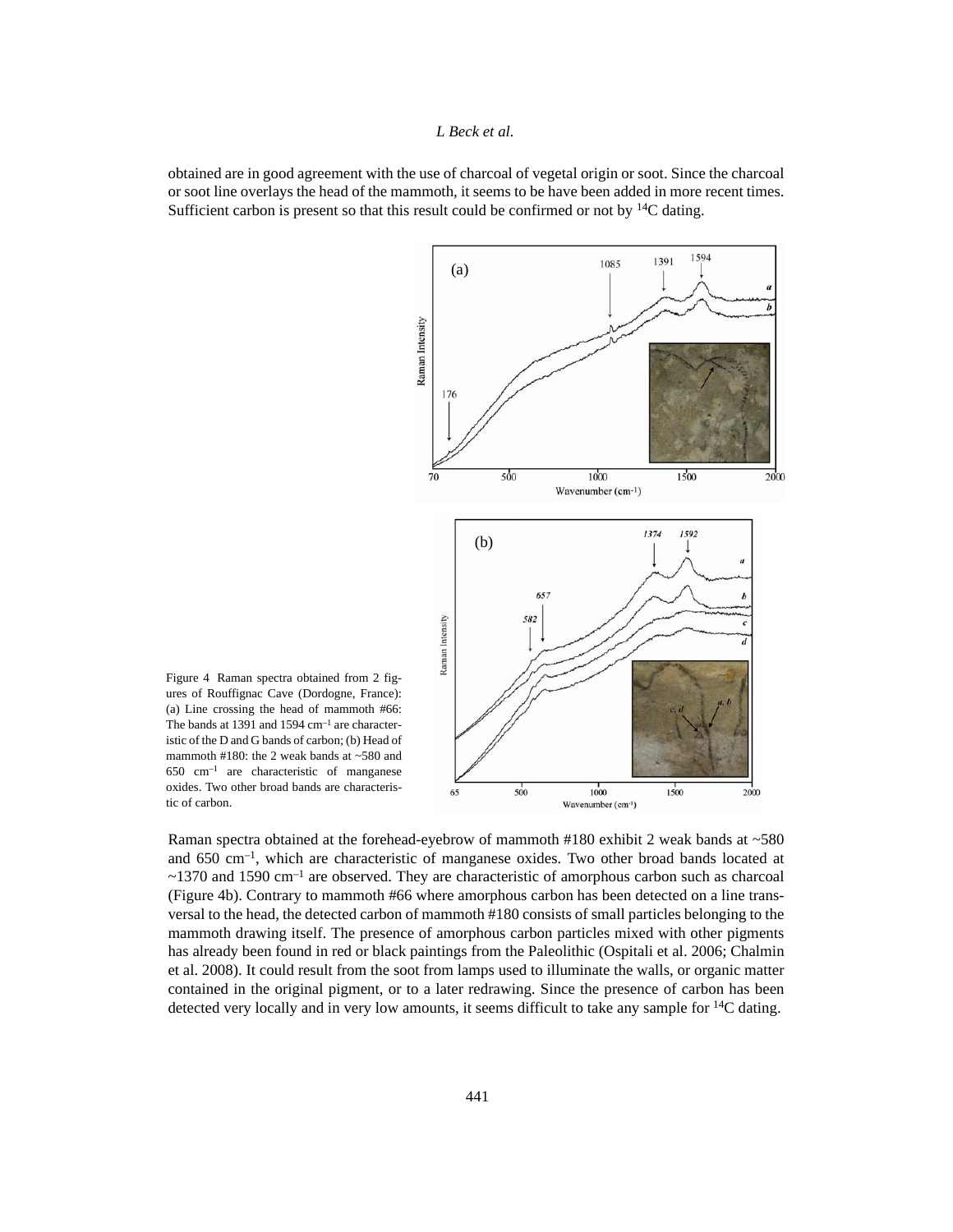obtained are in good agreement with the use of charcoal of vegetal origin or soot. Since the charcoal or soot line overlays the head of the mammoth, it seems to be have been added in more recent times. Sufficient carbon is present so that this result could be confirmed or not by $^{14}$C dating.

Figure 4 Raman spectra obtained from 2 figures of Rouffignac Cave (Dordogne, France): (a) Line crossing the head of mammoth #66: The bands at 1391 and 1594 cm$^{-1}$ are characteristic of the D and G bands of carbon; (b) Head of mammoth #180: the 2 weak bands at ~580 and 650 cm$^{-1}$ are characteristic of manganese oxides. Two other broad bands are characteristic of carbon.

Raman spectra obtained at the forehead-eyebrow of mammoth #180 exhibit 2 weak bands at ~580 and 650 cm$^{-1}$, which are characteristic of manganese oxides. Two other broad bands located at ~1370 and 1590 cm$^{-1}$ are observed. They are characteristic of amorphous carbon such as charcoal (Figure 4b). Contrary to mammoth #66 where amorphous carbon has been detected on a line transversal to the head, the detected carbon of mammoth #180 consists of small particles belonging to the mammoth drawing itself. The presence of amorphous carbon particles mixed with other pigments has already been found in red or black paintings from the Paleolithic (Ospitali et al. 2006; Chalmin et al. 2008). It could result from the soot from lamps used to illuminate the walls, or organic matter contained in the original pigment, or to a later redrawing. Since the presence of carbon has been detected very locally and in very low amounts, it seems difficult to take any sample for $^{14}$C dating.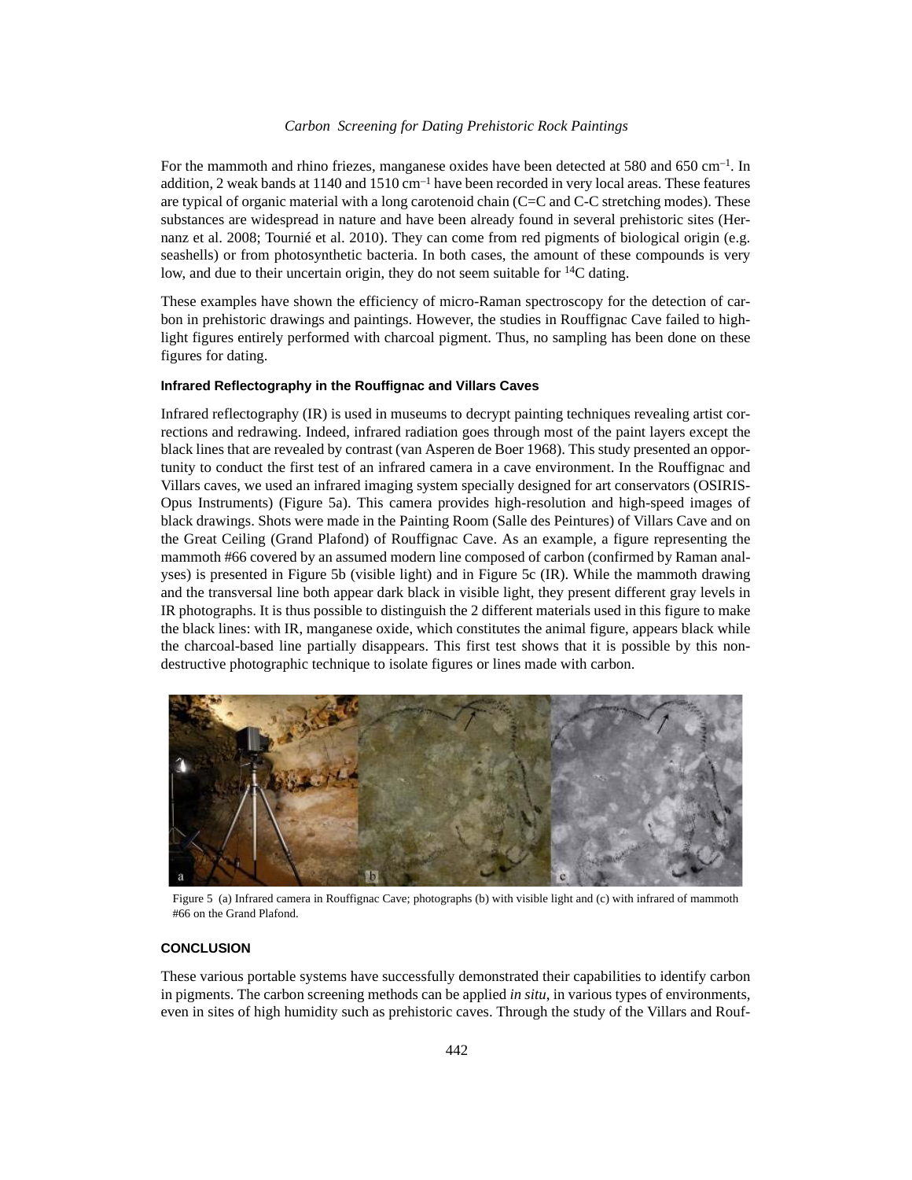For the mammoth and rhino friezes, manganese oxides have been detected at 580 and 650 $cm^{-1}$. In addition, 2 weak bands at 1140 and 1510 $cm^{-1}$ have been recorded in very local areas. These features are typical of organic material with a long carotenoid chain (C=C and C-C stretching modes). These substances are widespread in nature and have been already found in several prehistoric sites (Hernanz et al. 2008; Tournié et al. 2010). They can come from red pigments of biological origin (e.g. seashells) or from photosynthetic bacteria. In both cases, the amount of these compounds is very low, and due to their uncertain origin, they do not seem suitable for $^{14}C$ dating.

These examples have shown the efficiency of micro-Raman spectroscopy for the detection of carbon in prehistoric drawings and paintings. However, the studies in Rouffignac Cave failed to highlight figures entirely performed with charcoal pigment. Thus, no sampling has been done on these figures for dating.

#### Infrared Reflectography in the Rouffignac and Villars Caves

Infrared reflectography (IR) is used in museums to decrypt painting techniques revealing artist corrections and redrawing. Indeed, infrared radiation goes through most of the paint layers except the black lines that are revealed by contrast (van Asperen de Boer 1968). This study presented an opportunity to conduct the first test of an infrared camera in a cave environment. In the Rouffignac and Villars caves, we used an infrared imaging system specially designed for art conservators (OSIRIS-Opus Instruments) (Figure 5a). This camera provides high-resolution and high-speed images of black drawings. Shots were made in the Painting Room (Salle des Peintures) of Villars Cave and on the Great Ceiling (Grand Plafond) of Rouffignac Cave. As an example, a figure representing the mammoth #66 covered by an assumed modern line composed of carbon (confirmed by Raman analyses) is presented in Figure 5b (visible light) and in Figure 5c (IR). While the mammoth drawing and the transversal line both appear dark black in visible light, they present different gray levels in IR photographs. It is thus possible to distinguish the 2 different materials used in this figure to make the black lines: with IR, manganese oxide, which constitutes the animal figure, appears black while the charcoal-based line partially disappears. This first test shows that it is possible by this non-destructive photographic technique to isolate figures or lines made with carbon.

Figure 5 (a) Infrared camera in Rouffignac Cave; photographs (b) with visible light and (c) with infrared of mammoth #66 on the Grand Plafond.

#### CONCLUSION

These various portable systems have successfully demonstrated their capabilities to identify carbon in pigments. The carbon screening methods can be applied *in situ*, in various types of environments, even in sites of high humidity such as prehistoric caves. Through the study of the Villars and Rouf-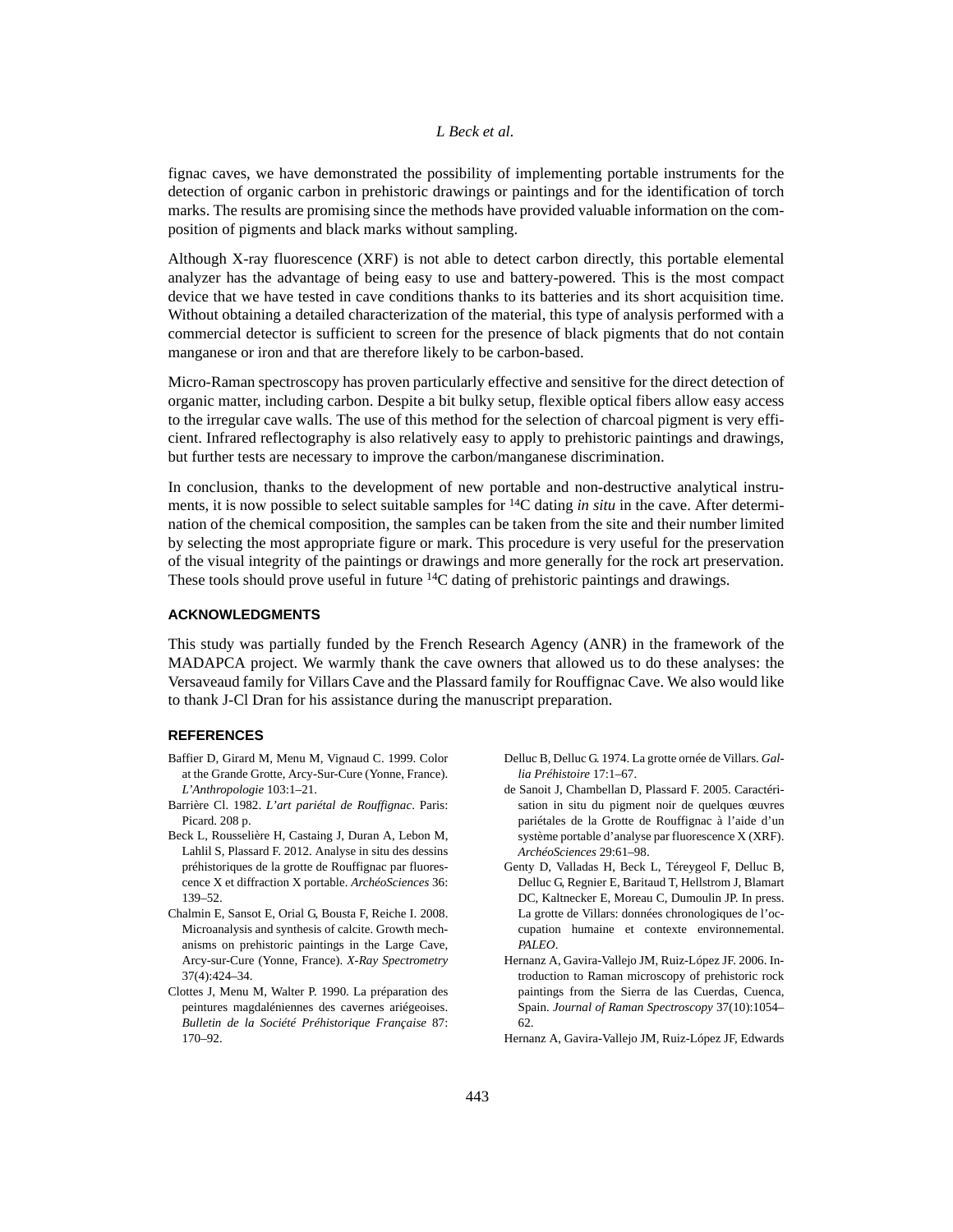fignac caves, we have demonstrated the possibility of implementing portable instruments for the detection of organic carbon in prehistoric drawings or paintings and for the identification of torch marks. The results are promising since the methods have provided valuable information on the composition of pigments and black marks without sampling.

Although X-ray fluorescence (XRF) is not able to detect carbon directly, this portable elemental analyzer has the advantage of being easy to use and battery-powered. This is the most compact device that we have tested in cave conditions thanks to its batteries and its short acquisition time. Without obtaining a detailed characterization of the material, this type of analysis performed with a commercial detector is sufficient to screen for the presence of black pigments that do not contain manganese or iron and that are therefore likely to be carbon-based.

Micro-Raman spectroscopy has proven particularly effective and sensitive for the direct detection of organic matter, including carbon. Despite a bit bulky setup, flexible optical fibers allow easy access to the irregular cave walls. The use of this method for the selection of charcoal pigment is very efficient. Infrared reflectography is also relatively easy to apply to prehistoric paintings and drawings, but further tests are necessary to improve the carbon/manganese discrimination.

In conclusion, thanks to the development of new portable and non-destructive analytical instruments, it is now possible to select suitable samples for $^{14}C$ dating *in situ* in the cave. After determination of the chemical composition, the samples can be taken from the site and their number limited by selecting the most appropriate figure or mark. This procedure is very useful for the preservation of the visual integrity of the paintings or drawings and more generally for the rock art preservation. These tools should prove useful in future $^{14}C$ dating of prehistoric paintings and drawings.

## ACKNOWLEDGMENTS

This study was partially funded by the French Research Agency (ANR) in the framework of the MADAPCA project. We warmly thank the cave owners that allowed us to do these analyses: the Versaveaud family for Villars Cave and the Plassard family for Rouffignac Cave. We also would like to thank J-Cl Dran for his assistance during the manuscript preparation.

## REFERENCES

Baffier D, Girard M, Menu M, Vignaud C. 1999. Color at the Grande Grotte, Arcy-Sur-Cure (Yonne, France). *L'Anthropologie* 103:1–21.

Barrière Cl. 1982. *L'art pariétal de Rouffignac*. Paris: Picard. 208 p.

Beck L, Rousselière H, Castaing J, Duran A, Lebon M, Lahlil S, Plassard F. 2012. Analyse in situ des dessins préhistoriques de la grotte de Rouffignac par fluorescence X et diffraction X portable. *ArchéoSciences* 36: 139–52.

Chalmin E, Sansot E, Orial G, Bousta F, Reiche I. 2008. Microanalysis and synthesis of calcite. Growth mechanisms on prehistoric paintings in the Large Cave, Arcy-sur-Cure (Yonne, France). *X-Ray Spectrometry* 37(4):424–34.

Clottes J, Menu M, Walter P. 1990. La préparation des peintures magdaléniennes des cavernes ariégeoises. *Bulletin de la Société Préhistorique Française* 87: 170–92.

Delluc B, Delluc G. 1974. La grotte ornée de Villars. *Gallia Préhistoire* 17:1–67.

de Sanoit J, Chambellan D, Plassard F. 2005. Caractérisation in situ du pigment noir de quelques œuvres pariétales de la Grotte de Rouffignac à l'aide d'un système portable d'analyse par fluorescence X (XRF). *ArchéoSciences* 29:61–98.

Genty D, Valladas H, Beck L, Téreygeol F, Delluc B, Delluc G, Regnier E, Baritaud T, Hellstrom J, Blamart DC, Kaltnecker E, Moreau C, Dumoulin JP. In press. La grotte de Villars: données chronologiques de l'occupation humaine et contexte environnemental. *PALEO*.

Hernanz A, Gavira-Vallejo JM, Ruiz-López JF. 2006. Introduction to Raman microscopy of prehistoric rock paintings from the Sierra de las Cuerdas, Cuenca, Spain. *Journal of Raman Spectroscopy* 37(10):1054–62.

Hernanz A, Gavira-Vallejo JM, Ruiz-López JF, Edwards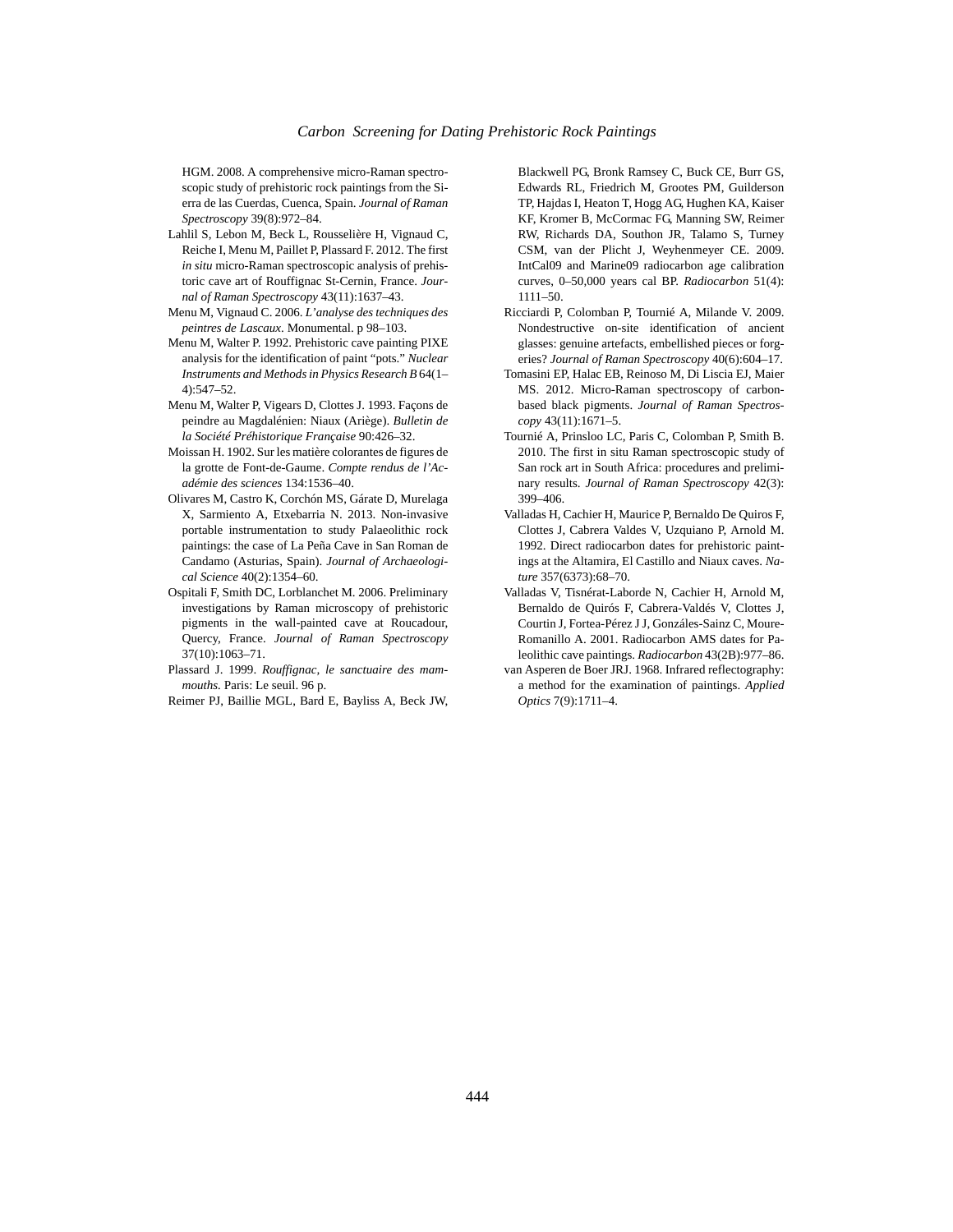HGM. 2008. A comprehensive micro-Raman spectroscopic study of prehistoric rock paintings from the Sierra de las Cuerdas, Cuenca, Spain. *Journal of Raman Spectroscopy* 39(8):972–84.

Lahlil S, Lebon M, Beck L, Rousselière H, Vignaud C, Reiche I, Menu M, Paillet P, Plassard F. 2012. The first *in situ* micro-Raman spectroscopic analysis of prehistoric cave art of Rouffignac St-Cernin, France. *Journal of Raman Spectroscopy* 43(11):1637–43.

Menu M, Vignaud C. 2006. *L'analyse des techniques des peintres de Lascaux*. Monumental. p 98–103.

Menu M, Walter P. 1992. Prehistoric cave painting PIXE analysis for the identification of paint "pots." *Nuclear Instruments and Methods in Physics Research B* 64(1–4):547–52.

Menu M, Walter P, Vigears D, Clottes J. 1993. Façons de peindre au Magdalénien: Niaux (Ariège). *Bulletin de la Société Préhistorique Française* 90:426–32.

Moissan H. 1902. Sur les matière colorantes de figures de la grotte de Font-de-Gaume. *Compte rendus de l'Académie des sciences* 134:1536–40.

Olivares M, Castro K, Corchón MS, Gárate D, Murelaga X, Sarmiento A, Etxebarria N. 2013. Non-invasive portable instrumentation to study Palaeolithic rock paintings: the case of La Peña Cave in San Roman de Candamo (Asturias, Spain). *Journal of Archaeological Science* 40(2):1354–60.

Ospitali F, Smith DC, Lorblanchet M. 2006. Preliminary investigations by Raman microscopy of prehistoric pigments in the wall-painted cave at Roucadour, Quercy, France. *Journal of Raman Spectroscopy* 37(10):1063–71.

Plassard J. 1999. *Rouffignac, le sanctuaire des mammouths*. Paris: Le seuil. 96 p.

Reimer PJ, Baillie MGL, Bard E, Bayliss A, Beck JW, Blackwell PG, Bronk Ramsey C, Buck CE, Burr GS, Edwards RL, Friedrich M, Grootes PM, Guilderson TP, Hajdas I, Heaton T, Hogg AG, Hughen KA, Kaiser KF, Kromer B, McCormac FG, Manning SW, Reimer RW, Richards DA, Southon JR, Talamo S, Turney CSM, van der Plicht J, Weyhenmeyer CE. 2009. IntCal09 and Marine09 radiocarbon age calibration curves, 0–50,000 years cal BP. *Radiocarbon* 51(4): 1111–50.

Ricciardi P, Colomban P, Tournié A, Milande V. 2009. Nondestructive on-site identification of ancient glasses: genuine artefacts, embellished pieces or forgeries? *Journal of Raman Spectroscopy* 40(6):604–17.

Tomasini EP, Halac EB, Reinoso M, Di Liscia EJ, Maier MS. 2012. Micro-Raman spectroscopy of carbon-based black pigments. *Journal of Raman Spectroscopy* 43(11):1671–5.

Tournié A, Prinsloo LC, Paris C, Colomban P, Smith B. 2010. The first in situ Raman spectroscopic study of San rock art in South Africa: procedures and preliminary results. *Journal of Raman Spectroscopy* 42(3): 399–406.

Valladas H, Cachier H, Maurice P, Bernaldo De Quiros F, Clottes J, Cabrera Valdes V, Uzquiano P, Arnold M. 1992. Direct radiocarbon dates for prehistoric paintings at the Altamira, El Castillo and Niaux caves. *Nature* 357(6373):68–70.

Valladas V, Tisnérat-Laborde N, Cachier H, Arnold M, Bernaldo de Quirós F, Cabrera-Valdés V, Clottes J, Courtin J, Fortea-Pérez J J, Gonzáles-Sainz C, Moure-Romanillo A. 2001. Radiocarbon AMS dates for Paleolithic cave paintings. *Radiocarbon* 43(2B):977–86.

van Asperen de Boer JRJ. 1968. Infrared reflectography: a method for the examination of paintings. *Applied Optics* 7(9):1711–4.